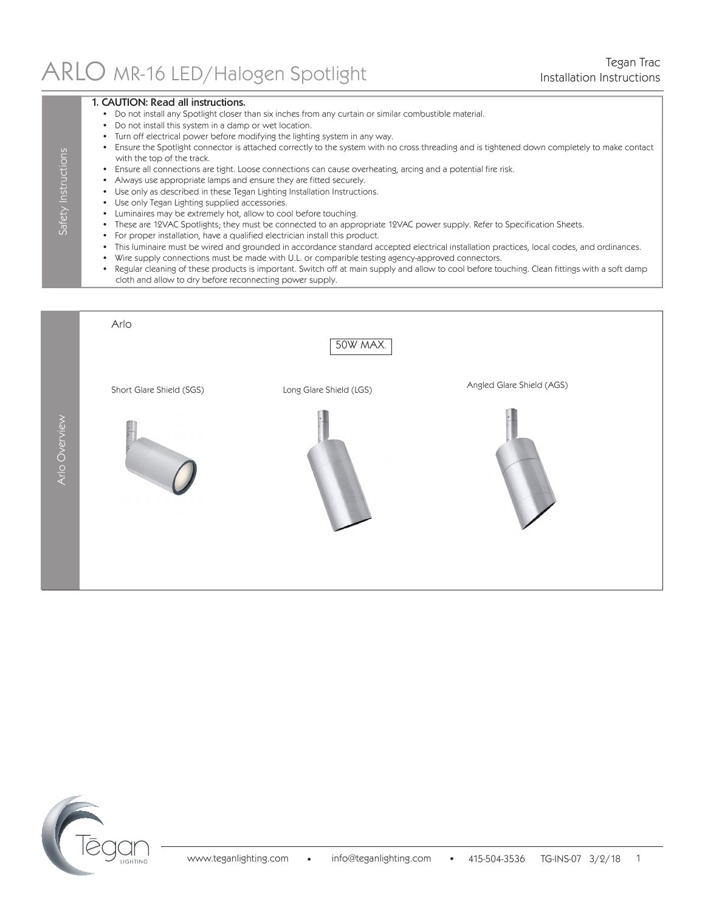# ARLO MR-16 LED/Halogen Spotlight

Tegan Trac
Installation Instructions

## Safety Instructions

### 1. CAUTION: Read all instructions.

- Do not install any Spotlight closer than six inches from any curtain or similar combustible material.
- Do not install this system in a damp or wet location.
- Turn off electrical power before modifying the lighting system in any way.
- Ensure the Spotlight connector is attached correctly to the system with no cross threading and is tightened down completely to make contact with the top of the track.
- Ensure all connections are tight. Loose connections can cause overheating, arcing and a potential fire risk.
- Always use appropriate lamps and ensure they are fitted securely.
- Use only as described in these Tegan Lighting Installation Instructions.
- Use only Tegan Lighting supplied accessories.
- Luminaires may be extremely hot, allow to cool before touching.
- These are 12VAC Spotlights; they must be connected to an appropriate 12VAC power supply. Refer to Specification Sheets.
- For proper installation, have a qualified electrician install this product.
- This luminaire must be wired and grounded in accordance standard accepted electrical installation practices, local codes, and ordinances.
- Wire supply connections must be made with U.L. or comparible testing agency-approved connectors.
- Regular cleaning of these products is important. Switch off at main supply and allow to cool before touching. Clean fittings with a soft damp cloth and allow to dry before reconnecting power supply.

## Arlo Overview

Arlo

50W MAX.

Short Glare Shield (SGS)

Long Glare Shield (LGS)

Angled Glare Shield (AGS)

www.teganlighting.com • info@teganlighting.com • 415-504-3536 TG-INS-07 3/2/18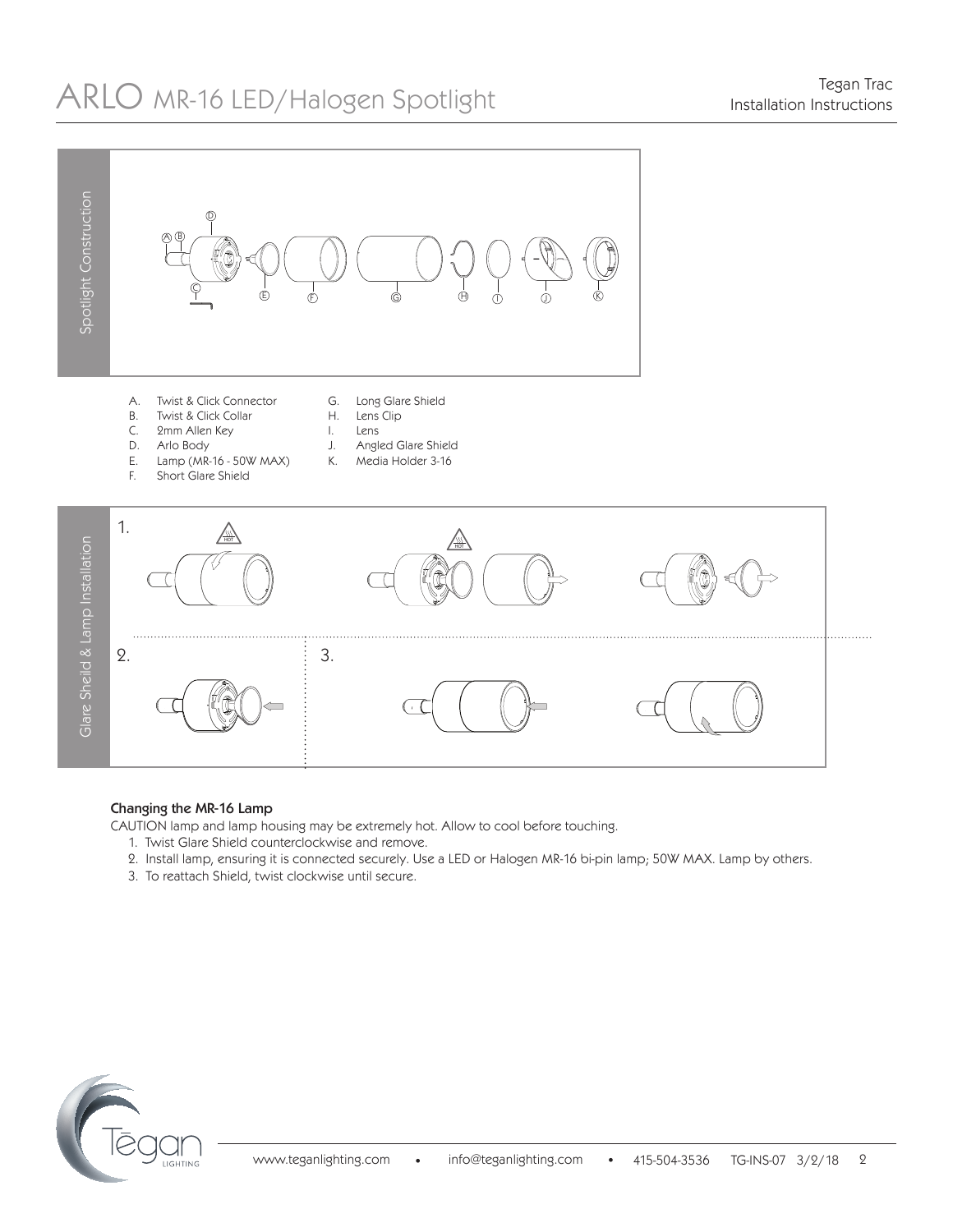# ARLO MR-16 LED/Halogen Spotlight

Tegan Trac
Installation Instructions

## Spotlight Construction

A. Twist & Click Connector
B. Twist & Click Collar
C. 2mm Allen Key
D. Arlo Body
E. Lamp (MR-16 - 50W MAX)
F. Short Glare Shield
G. Long Glare Shield
H. Lens Clip
I. Lens
J. Angled Glare Shield
K. Media Holder 3-16

## Glare Sheild & Lamp Installation

### Changing the MR-16 Lamp

CAUTION lamp and lamp housing may be extremely hot. Allow to cool before touching.

1. Twist Glare Shield counterclockwise and remove.
2. Install lamp, ensuring it is connected securely. Use a LED or Halogen MR-16 bi-pin lamp; 50W MAX. Lamp by others.
3. To reattach Shield, twist clockwise until secure.

www.teganlighting.com • info@teganlighting.com • 415-504-3536 TG-INS-07 3/2/18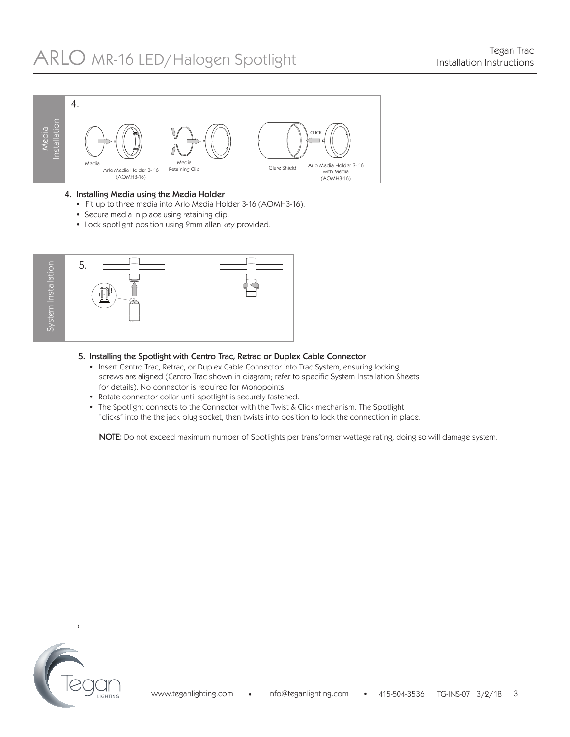4.

Media Installation

Media

Arlo Media Holder 3- 16 (AOMH3-16)

Media Retaining Clip

Glare Shield

CLICK

Arlo Media Holder 3- 16 with Media (AOMH3-16)

### 4. Installing Media using the Media Holder

- Fit up to three media into Arlo Media Holder 3-16 (AOMH3-16).
- Secure media in place using retaining clip.
- Lock spotlight position using 2mm allen key provided.

5.

System Installation

### 5. Installing the Spotlight with Centro Trac, Retrac or Duplex Cable Connector

- Insert Centro Trac, Retrac, or Duplex Cable Connector into Trac System, ensuring locking screws are aligned (Centro Trac shown in diagram; refer to specific System Installation Sheets for details). No connector is required for Monopoints.
- Rotate connector collar until spotlight is securely fastened.
- The Spotlight connects to the Connector with the Twist & Click mechanism. The Spotlight "clicks" into the the jack plug socket, then twists into position to lock the connection in place.

**NOTE:** Do not exceed maximum number of Spotlights per transformer wattage rating, doing so will damage system.